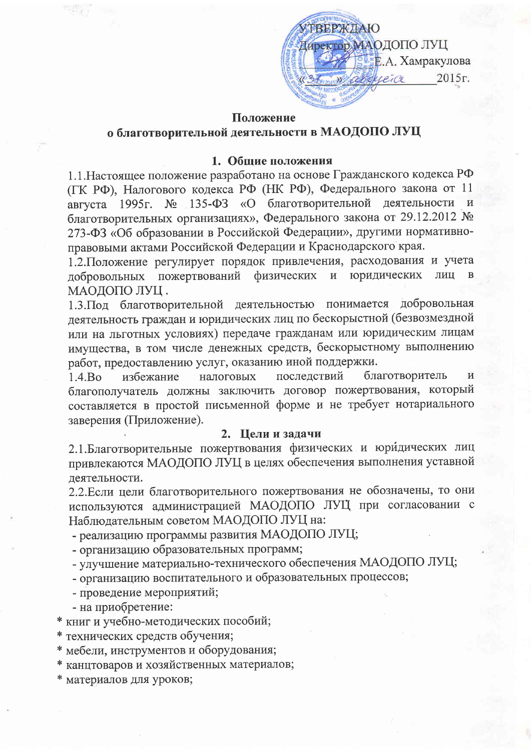УТВЕРЖДАЮ
Директор МАОДОПО ЛУЦ
Е.А. Хамракулова
«31» августа 2015г.

**Положение**
**о благотворительной деятельности в МАОДОПО ЛУЦ**

## 1. Общие положения

1.1.Настоящее положение разработано на основе Гражданского кодекса РФ (ГК РФ), Налогового кодекса РФ (НК РФ), Федерального закона от 11 августа 1995г. № 135-ФЗ «О благотворительной деятельности и благотворительных организациях», Федерального закона от 29.12.2012 № 273-ФЗ «Об образовании в Российской Федерации», другими нормативно-правовыми актами Российской Федерации и Краснодарского края.

1.2.Положение регулирует порядок привлечения, расходования и учета добровольных пожертвований физических и юридических лиц в МАОДОПО ЛУЦ .

1.3.Под благотворительной деятельностью понимается добровольная деятельность граждан и юридических лиц по бескорыстной (безвозмездной или на льготных условиях) передаче гражданам или юридическим лицам имущества, в том числе денежных средств, бескорыстному выполнению работ, предоставлению услуг, оказанию иной поддержки.

1.4.Во избежание налоговых последствий благотворитель и благополучатель должны заключить договор пожертвования, который составляется в простой письменной форме и не требует нотариального заверения (Приложение).

## 2. Цели и задачи

2.1.Благотворительные пожертвования физических и юридических лиц привлекаются МАОДОПО ЛУЦ в целях обеспечения выполнения уставной деятельности.

2.2.Если цели благотворительного пожертвования не обозначены, то они используются администрацией МАОДОПО ЛУЦ при согласовании с Наблюдательным советом МАОДОПО ЛУЦ на:

- реализацию программы развития МАОДОПО ЛУЦ;
- организацию образовательных программ;
- улучшение материально-технического обеспечения МАОДОПО ЛУЦ;
- организацию воспитательного и образовательных процессов;
- проведение мероприятий;
- на приобретение:

* книг и учебно-методических пособий;
* технических средств обучения;
* мебели, инструментов и оборудования;
* канцтоваров и хозяйственных материалов;
* материалов для уроков;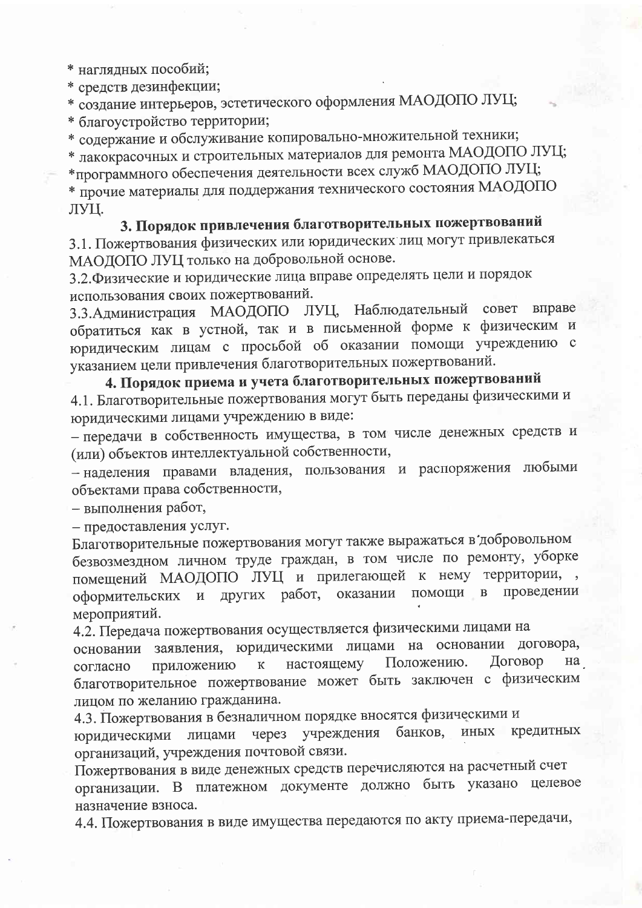* наглядных пособий;
* средств дезинфекции;
* создание интерьеров, эстетического оформления МАОДОПО ЛУЦ;
* благоустройство территории;
* содержание и обслуживание копировально-множительной техники;
* лакокрасочных и строительных материалов для ремонта МАОДОПО ЛУЦ;
*программного обеспечения деятельности всех служб МАОДОПО ЛУЦ;
* прочие материалы для поддержания технического состояния МАОДОПО ЛУЦ.

### 3. Порядок привлечения благотворительных пожертвований

3.1. Пожертвования физических или юридических лиц могут привлекаться МАОДОПО ЛУЦ только на добровольной основе.

3.2.Физические и юридические лица вправе определять цели и порядок использования своих пожертвований.

3.3.Администрация МАОДОПО ЛУЦ, Наблюдательный совет вправе обратиться как в устной, так и в письменной форме к физическим и юридическим лицам с просьбой об оказании помощи учреждению с указанием цели привлечения благотворительных пожертвований.

### 4. Порядок приема и учета благотворительных пожертвований

4.1. Благотворительные пожертвования могут быть переданы физическими и юридическими лицами учреждению в виде:

– передачи в собственность имущества, в том числе денежных средств и (или) объектов интеллектуальной собственности,

– наделения правами владения, пользования и распоряжения любыми объектами права собственности,

– выполнения работ,

– предоставления услуг.

Благотворительные пожертвования могут также выражаться в добровольном безвозмездном личном труде граждан, в том числе по ремонту, уборке помещений МАОДОПО ЛУЦ и прилегающей к нему территории, , оформительских и других работ, оказании помощи в проведении мероприятий.

4.2. Передача пожертвования осуществляется физическими лицами на основании заявления, юридическими лицами на основании договора, согласно приложению к настоящему Положению. Договор на благотворительное пожертвование может быть заключен с физическим лицом по желанию гражданина.

4.3. Пожертвования в безналичном порядке вносятся физическими и юридическими лицами через учреждения банков, иных кредитных организаций, учреждения почтовой связи.

Пожертвования в виде денежных средств перечисляются на расчетный счет организации. В платежном документе должно быть указано целевое назначение взноса.

4.4. Пожертвования в виде имущества передаются по акту приема-передачи,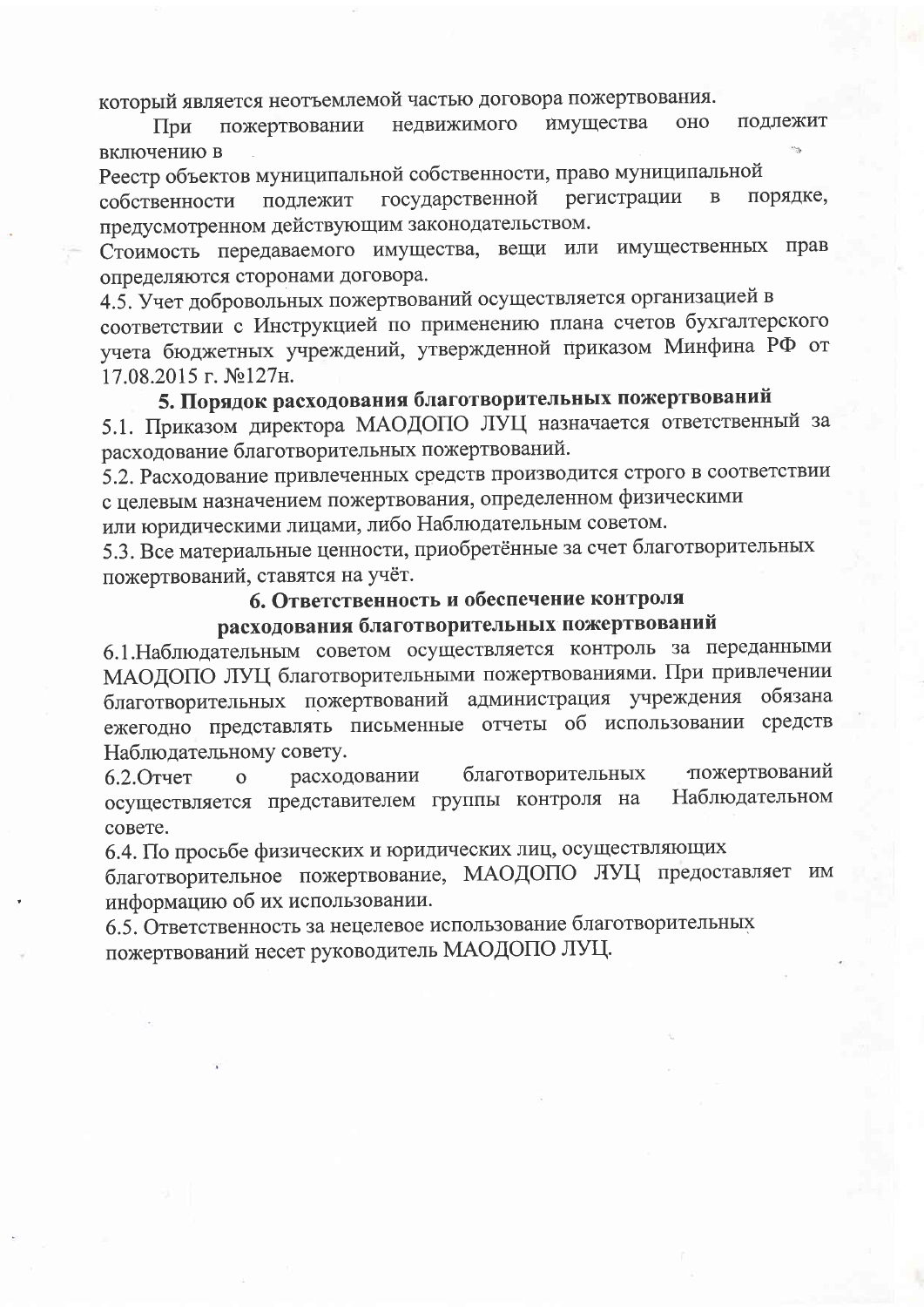который является неотъемлемой частью договора пожертвования.

При пожертвовании недвижимого имущества оно подлежит включению в Реестр объектов муниципальной собственности, право муниципальной собственности подлежит государственной регистрации в порядке, предусмотренном действующим законодательством.

Стоимость передаваемого имущества, вещи или имущественных прав определяются сторонами договора.

4.5. Учет добровольных пожертвований осуществляется организацией в соответствии с Инструкцией по применению плана счетов бухгалтерского учета бюджетных учреждений, утвержденной приказом Минфина РФ от 17.08.2015 г. №127н.

## 5. Порядок расходования благотворительных пожертвований

5.1. Приказом директора МАОДОПО ЛУЦ назначается ответственный за расходование благотворительных пожертвований.

5.2. Расходование привлеченных средств производится строго в соответствии с целевым назначением пожертвования, определенном физическими или юридическими лицами, либо Наблюдательным советом.

5.3. Все материальные ценности, приобретённые за счет благотворительных пожертвований, ставятся на учёт.

## 6. Ответственность и обеспечение контроля расходования благотворительных пожертвований

6.1.Наблюдательным советом осуществляется контроль за переданными МАОДОПО ЛУЦ благотворительными пожертвованиями. При привлечении благотворительных пожертвований администрация учреждения обязана ежегодно представлять письменные отчеты об использовании средств Наблюдательному совету.

6.2.Отчет о расходовании благотворительных пожертвований осуществляется представителем группы контроля на Наблюдательном совете.

6.4. По просьбе физических и юридических лиц, осуществляющих благотворительное пожертвование, МАОДОПО ЛУЦ предоставляет им информацию об их использовании.

6.5. Ответственность за нецелевое использование благотворительных пожертвований несет руководитель МАОДОПО ЛУЦ.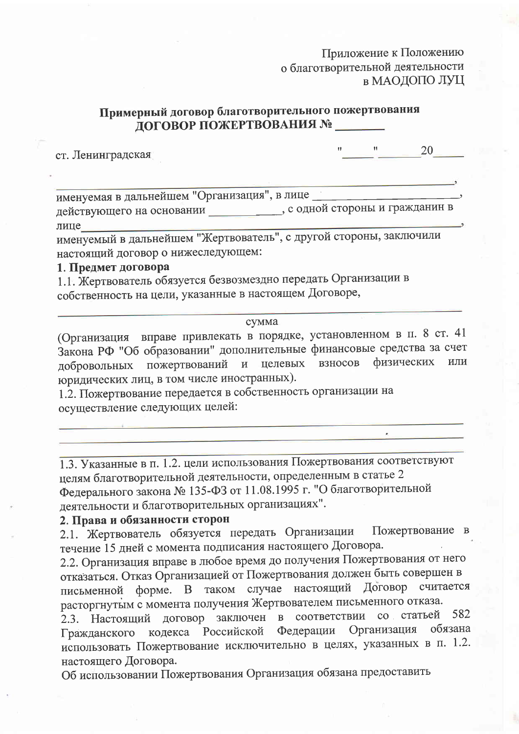Приложение к Положению
о благотворительной деятельности
в МАОДОПО ЛУЦ

**Примерный договор благотворительного пожертвования**
**ДОГОВОР ПОЖЕРТВОВАНИЯ № _______**

ст. Ленинградская "_____"_______ 20_____

______________________________________________________________________,
именуемая в дальнейшем "Организация", в лице ______________________,
действующего на основании ______________, с одной стороны и гражданин в лице______________________________________________________________,
именуемый в дальнейшем "Жертвователь", с другой стороны, заключили настоящий договор о нижеследующем:

**1. Предмет договора**

1.1. Жертвователь обязуется безвозмездно передать Организации в собственность на цели, указанные в настоящем Договоре,

______________________________________________________________________
сумма

(Организация вправе привлекать в порядке, установленном в п. 8 ст. 41 Закона РФ "Об образовании" дополнительные финансовые средства за счет добровольных пожертвований и целевых взносов физических или юридических лиц, в том числе иностранных).

1.2. Пожертвование передается в собственность организации на осуществление следующих целей:

______________________________________________________________________
______________________________________________________________________
______________________________________________________________________

1.3. Указанные в п. 1.2. цели использования Пожертвования соответствуют целям благотворительной деятельности, определенным в статье 2 Федерального закона № 135-ФЗ от 11.08.1995 г. "О благотворительной деятельности и благотворительных организациях".

**2. Права и обязанности сторон**

2.1. Жертвователь обязуется передать Организации Пожертвование в течение 15 дней с момента подписания настоящего Договора.

2.2. Организация вправе в любое время до получения Пожертвования от него отказаться. Отказ Организацией от Пожертвования должен быть совершен в письменной форме. В таком случае настоящий Договор считается расторгнутым с момента получения Жертвователем письменного отказа.

2.3. Настоящий договор заключен в соответствии со статьей 582 Гражданского кодекса Российской Федерации Организация обязана использовать Пожертвование исключительно в целях, указанных в п. 1.2. настоящего Договора.

Об использовании Пожертвования Организация обязана предоставить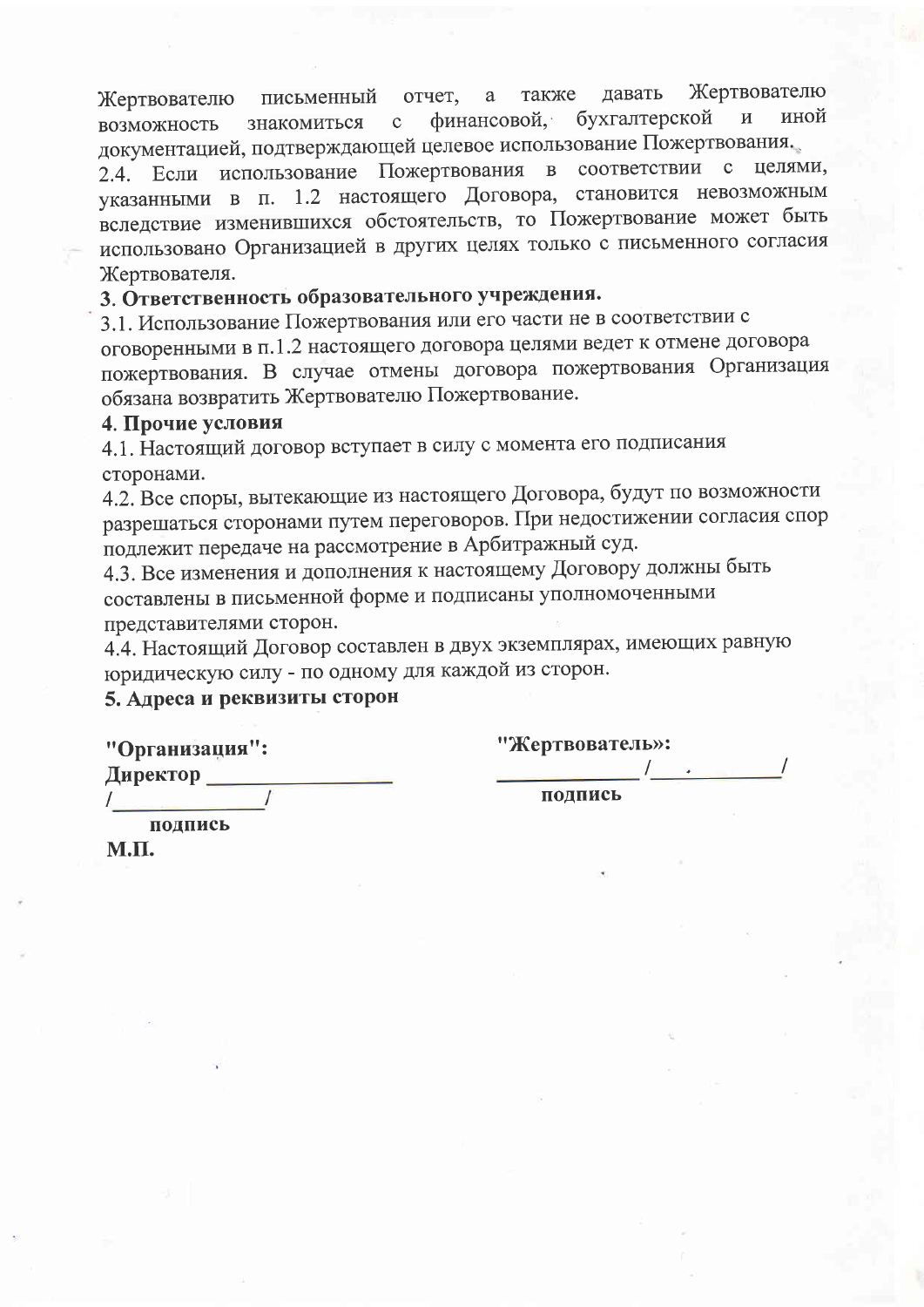Жертвователю письменный отчет, а также давать Жертвователю возможность знакомиться с финансовой, бухгалтерской и иной документацией, подтверждающей целевое использование Пожертвования.

2.4. Если использование Пожертвования в соответствии с целями, указанными в п. 1.2 настоящего Договора, становится невозможным вследствие изменившихся обстоятельств, то Пожертвование может быть использовано Организацией в других целях только с письменного согласия Жертвователя.

**3. Ответственность образовательного учреждения.**

3.1. Использование Пожертвования или его части не в соответствии с оговоренными в п.1.2 настоящего договора целями ведет к отмене договора пожертвования. В случае отмены договора пожертвования Организация обязана возвратить Жертвователю Пожертвование.

**4. Прочие условия**

4.1. Настоящий договор вступает в силу с момента его подписания сторонами.

4.2. Все споры, вытекающие из настоящего Договора, будут по возможности разрешаться сторонами путем переговоров. При недостижении согласия спор подлежит передаче на рассмотрение в Арбитражный суд.

4.3. Все изменения и дополнения к настоящему Договору должны быть составлены в письменной форме и подписаны уполномоченными представителями сторон.

4.4. Настоящий Договор составлен в двух экземплярах, имеющих равную юридическую силу - по одному для каждой из сторон.

**5. Адреса и реквизиты сторон**

**"Организация":**
**Директор** ________________
/______________/
**подпись**
**М.П.**

**"Жертвователь»:**
____________ /____________/
**подпись**